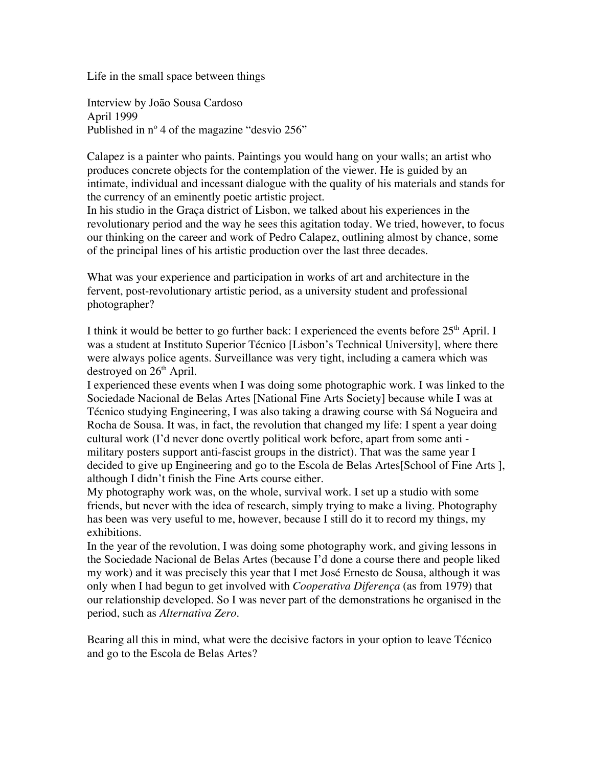# Life in the small space between things

Interview by João Sousa Cardoso
April 1999
Published in nº 4 of the magazine "desvio 256"

Calapez is a painter who paints. Paintings you would hang on your walls; an artist who produces concrete objects for the contemplation of the viewer. He is guided by an intimate, individual and incessant dialogue with the quality of his materials and stands for the currency of an eminently poetic artistic project.
In his studio in the Graça district of Lisbon, we talked about his experiences in the revolutionary period and the way he sees this agitation today. We tried, however, to focus our thinking on the career and work of Pedro Calapez, outlining almost by chance, some of the principal lines of his artistic production over the last three decades.

What was your experience and participation in works of art and architecture in the fervent, post-revolutionary artistic period, as a university student and professional photographer?

I think it would be better to go further back: I experienced the events before 25th April. I was a student at Instituto Superior Técnico [Lisbon's Technical University], where there were always police agents. Surveillance was very tight, including a camera which was destroyed on 26th April.
I experienced these events when I was doing some photographic work. I was linked to the Sociedade Nacional de Belas Artes [National Fine Arts Society] because while I was at Técnico studying Engineering, I was also taking a drawing course with Sá Nogueira and Rocha de Sousa. It was, in fact, the revolution that changed my life: I spent a year doing cultural work (I'd never done overtly political work before, apart from some anti - military posters support anti-fascist groups in the district). That was the same year I decided to give up Engineering and go to the Escola de Belas Artes[School of Fine Arts ], although I didn't finish the Fine Arts course either.
My photography work was, on the whole, survival work. I set up a studio with some friends, but never with the idea of research, simply trying to make a living. Photography has been was very useful to me, however, because I still do it to record my things, my exhibitions.
In the year of the revolution, I was doing some photography work, and giving lessons in the Sociedade Nacional de Belas Artes (because I'd done a course there and people liked my work) and it was precisely this year that I met José Ernesto de Sousa, although it was only when I had begun to get involved with *Cooperativa Diferença* (as from 1979) that our relationship developed. So I was never part of the demonstrations he organised in the period, such as *Alternativa Zero*.

Bearing all this in mind, what were the decisive factors in your option to leave Técnico and go to the Escola de Belas Artes?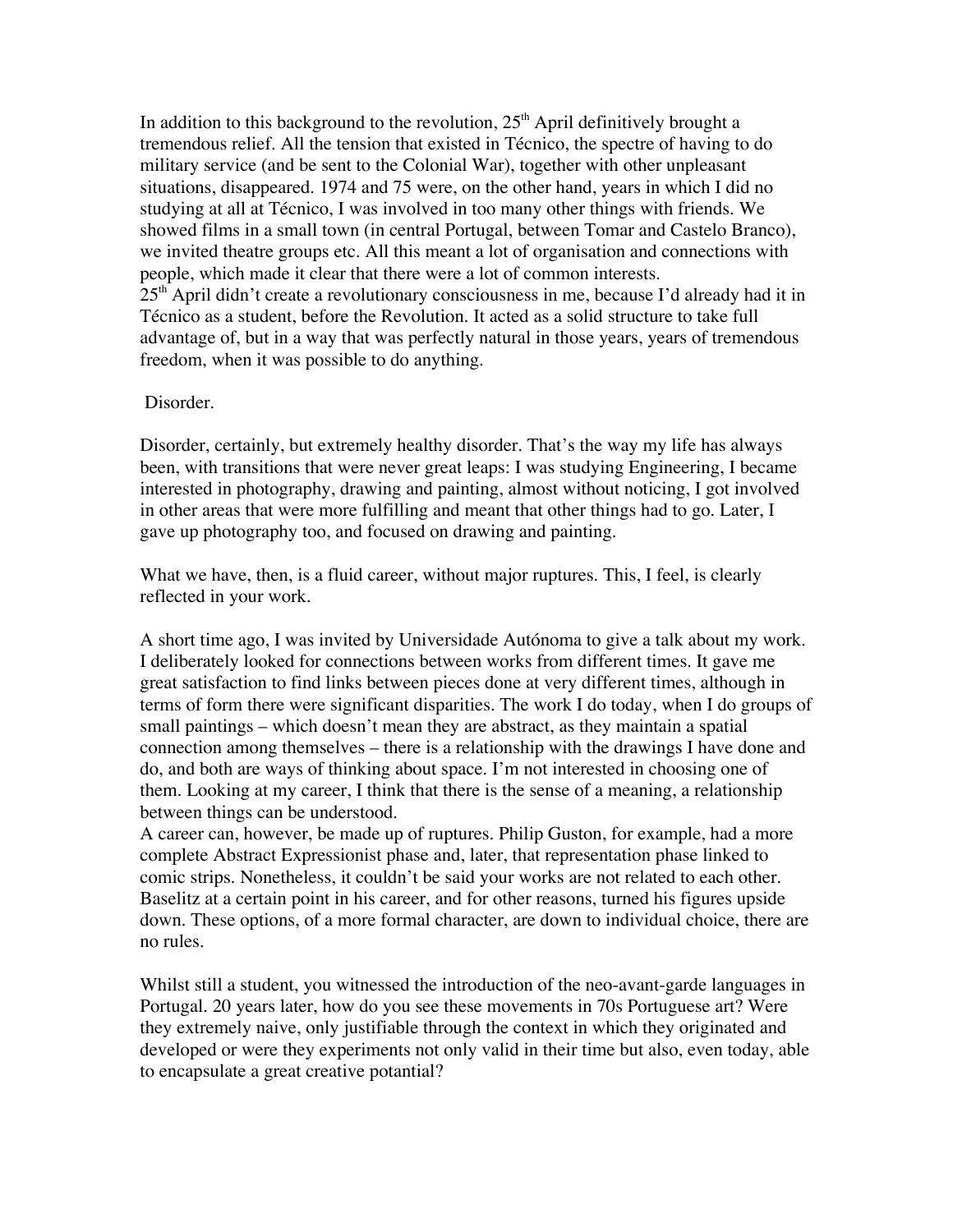In addition to this background to the revolution, 25th April definitively brought a tremendous relief. All the tension that existed in Técnico, the spectre of having to do military service (and be sent to the Colonial War), together with other unpleasant situations, disappeared. 1974 and 75 were, on the other hand, years in which I did no studying at all at Técnico, I was involved in too many other things with friends. We showed films in a small town (in central Portugal, between Tomar and Castelo Branco), we invited theatre groups etc. All this meant a lot of organisation and connections with people, which made it clear that there were a lot of common interests.
25th April didn't create a revolutionary consciousness in me, because I'd already had it in Técnico as a student, before the Revolution. It acted as a solid structure to take full advantage of, but in a way that was perfectly natural in those years, years of tremendous freedom, when it was possible to do anything.

Disorder.

Disorder, certainly, but extremely healthy disorder. That's the way my life has always been, with transitions that were never great leaps: I was studying Engineering, I became interested in photography, drawing and painting, almost without noticing, I got involved in other areas that were more fulfilling and meant that other things had to go. Later, I gave up photography too, and focused on drawing and painting.

What we have, then, is a fluid career, without major ruptures. This, I feel, is clearly reflected in your work.

A short time ago, I was invited by Universidade Autónoma to give a talk about my work. I deliberately looked for connections between works from different times. It gave me great satisfaction to find links between pieces done at very different times, although in terms of form there were significant disparities. The work I do today, when I do groups of small paintings – which doesn't mean they are abstract, as they maintain a spatial connection among themselves – there is a relationship with the drawings I have done and do, and both are ways of thinking about space. I'm not interested in choosing one of them. Looking at my career, I think that there is the sense of a meaning, a relationship between things can be understood.
A career can, however, be made up of ruptures. Philip Guston, for example, had a more complete Abstract Expressionist phase and, later, that representation phase linked to comic strips. Nonetheless, it couldn't be said your works are not related to each other. Baselitz at a certain point in his career, and for other reasons, turned his figures upside down. These options, of a more formal character, are down to individual choice, there are no rules.

Whilst still a student, you witnessed the introduction of the neo-avant-garde languages in Portugal. 20 years later, how do you see these movements in 70s Portuguese art? Were they extremely naive, only justifiable through the context in which they originated and developed or were they experiments not only valid in their time but also, even today, able to encapsulate a great creative potantial?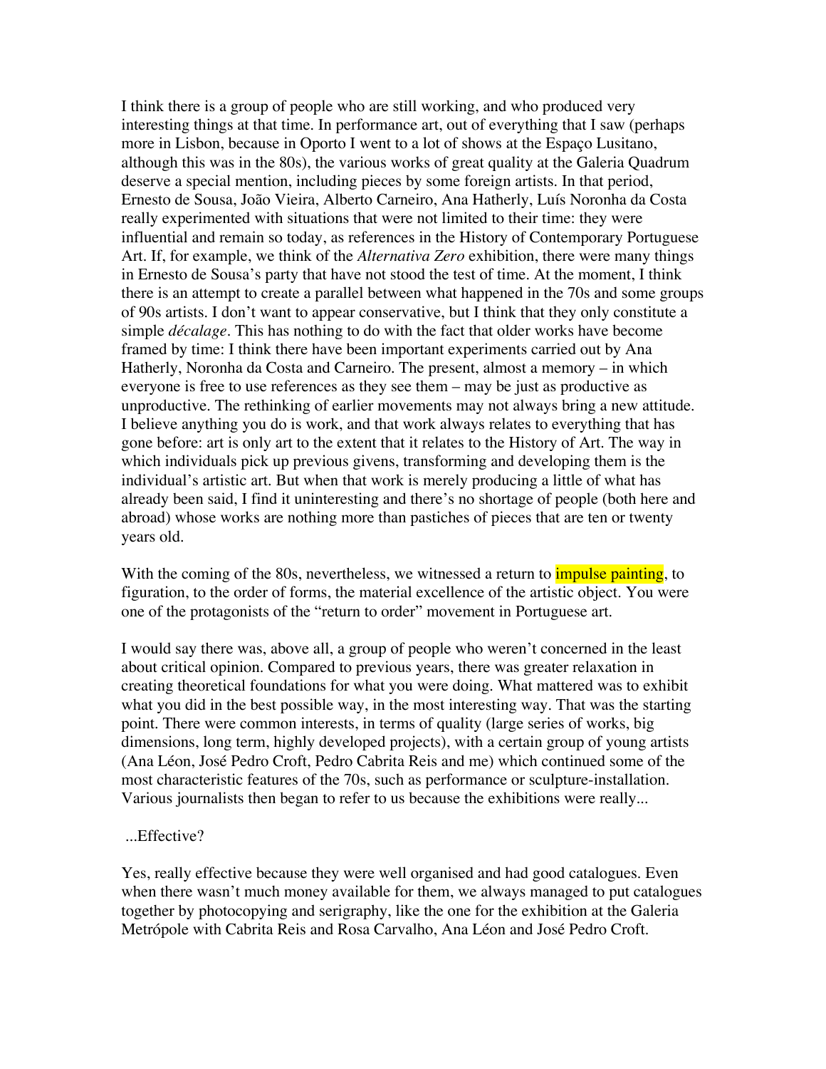I think there is a group of people who are still working, and who produced very interesting things at that time. In performance art, out of everything that I saw (perhaps more in Lisbon, because in Oporto I went to a lot of shows at the Espaço Lusitano, although this was in the 80s), the various works of great quality at the Galeria Quadrum deserve a special mention, including pieces by some foreign artists. In that period, Ernesto de Sousa, João Vieira, Alberto Carneiro, Ana Hatherly, Luís Noronha da Costa really experimented with situations that were not limited to their time: they were influential and remain so today, as references in the History of Contemporary Portuguese Art. If, for example, we think of the *Alternativa Zero* exhibition, there were many things in Ernesto de Sousa's party that have not stood the test of time. At the moment, I think there is an attempt to create a parallel between what happened in the 70s and some groups of 90s artists. I don't want to appear conservative, but I think that they only constitute a simple *décalage*. This has nothing to do with the fact that older works have become framed by time: I think there have been important experiments carried out by Ana Hatherly, Noronha da Costa and Carneiro. The present, almost a memory – in which everyone is free to use references as they see them – may be just as productive as unproductive. The rethinking of earlier movements may not always bring a new attitude. I believe anything you do is work, and that work always relates to everything that has gone before: art is only art to the extent that it relates to the History of Art. The way in which individuals pick up previous givens, transforming and developing them is the individual's artistic art. But when that work is merely producing a little of what has already been said, I find it uninteresting and there's no shortage of people (both here and abroad) whose works are nothing more than pastiches of pieces that are ten or twenty years old.

With the coming of the 80s, nevertheless, we witnessed a return to impulse painting, to figuration, to the order of forms, the material excellence of the artistic object. You were one of the protagonists of the "return to order" movement in Portuguese art.

I would say there was, above all, a group of people who weren't concerned in the least about critical opinion. Compared to previous years, there was greater relaxation in creating theoretical foundations for what you were doing. What mattered was to exhibit what you did in the best possible way, in the most interesting way. That was the starting point. There were common interests, in terms of quality (large series of works, big dimensions, long term, highly developed projects), with a certain group of young artists (Ana Léon, José Pedro Croft, Pedro Cabrita Reis and me) which continued some of the most characteristic features of the 70s, such as performance or sculpture-installation. Various journalists then began to refer to us because the exhibitions were really...

...Effective?

Yes, really effective because they were well organised and had good catalogues. Even when there wasn't much money available for them, we always managed to put catalogues together by photocopying and serigraphy, like the one for the exhibition at the Galeria Metrópole with Cabrita Reis and Rosa Carvalho, Ana Léon and José Pedro Croft.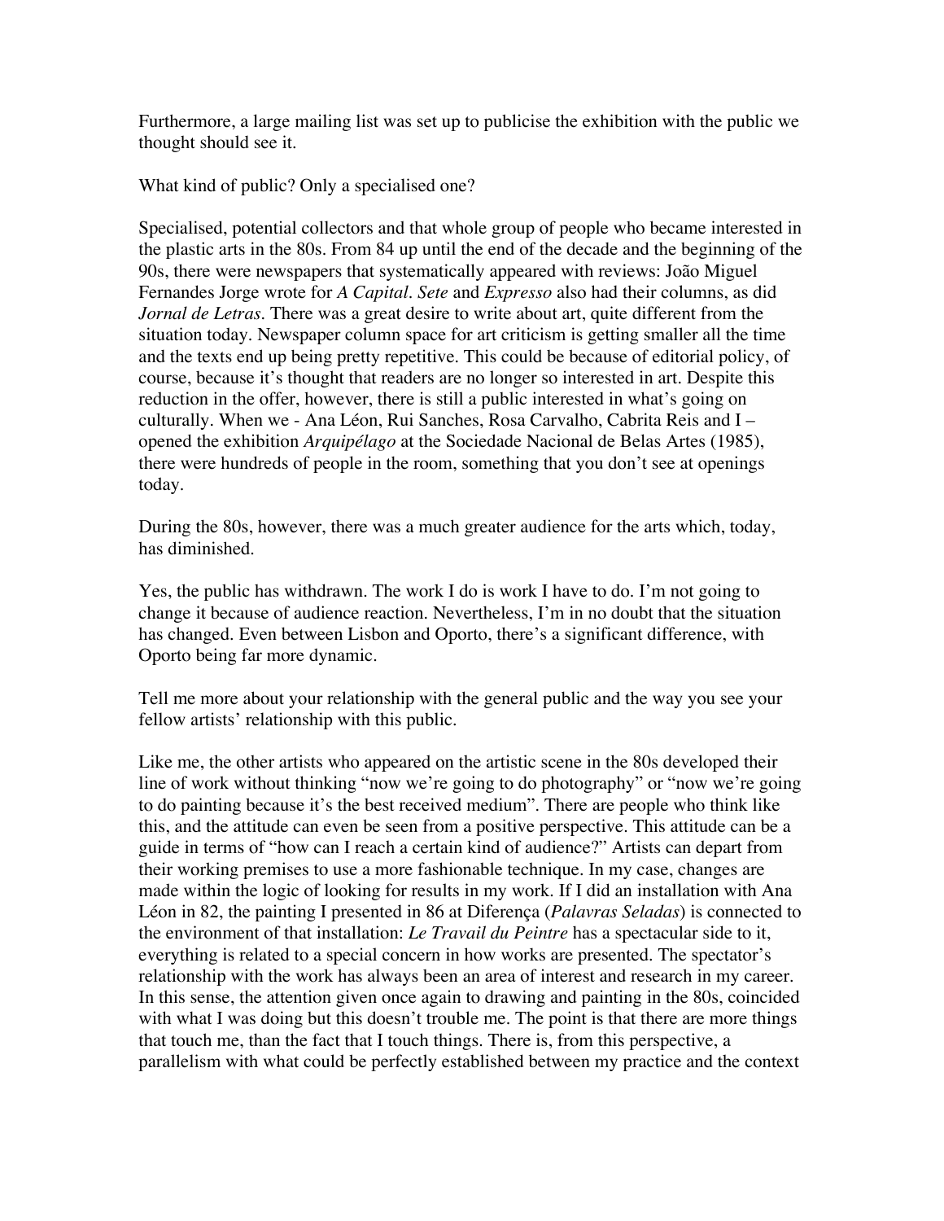Furthermore, a large mailing list was set up to publicise the exhibition with the public we thought should see it.

What kind of public? Only a specialised one?

Specialised, potential collectors and that whole group of people who became interested in the plastic arts in the 80s. From 84 up until the end of the decade and the beginning of the 90s, there were newspapers that systematically appeared with reviews: João Miguel Fernandes Jorge wrote for *A Capital*. *Sete* and *Expresso* also had their columns, as did *Jornal de Letras*. There was a great desire to write about art, quite different from the situation today. Newspaper column space for art criticism is getting smaller all the time and the texts end up being pretty repetitive. This could be because of editorial policy, of course, because it's thought that readers are no longer so interested in art. Despite this reduction in the offer, however, there is still a public interested in what's going on culturally. When we - Ana Léon, Rui Sanches, Rosa Carvalho, Cabrita Reis and I – opened the exhibition *Arquipélago* at the Sociedade Nacional de Belas Artes (1985), there were hundreds of people in the room, something that you don't see at openings today.

During the 80s, however, there was a much greater audience for the arts which, today, has diminished.

Yes, the public has withdrawn. The work I do is work I have to do. I'm not going to change it because of audience reaction. Nevertheless, I'm in no doubt that the situation has changed. Even between Lisbon and Oporto, there's a significant difference, with Oporto being far more dynamic.

Tell me more about your relationship with the general public and the way you see your fellow artists' relationship with this public.

Like me, the other artists who appeared on the artistic scene in the 80s developed their line of work without thinking "now we're going to do photography" or "now we're going to do painting because it's the best received medium". There are people who think like this, and the attitude can even be seen from a positive perspective. This attitude can be a guide in terms of "how can I reach a certain kind of audience?" Artists can depart from their working premises to use a more fashionable technique. In my case, changes are made within the logic of looking for results in my work. If I did an installation with Ana Léon in 82, the painting I presented in 86 at Diferença (*Palavras Seladas*) is connected to the environment of that installation: *Le Travail du Peintre* has a spectacular side to it, everything is related to a special concern in how works are presented. The spectator's relationship with the work has always been an area of interest and research in my career. In this sense, the attention given once again to drawing and painting in the 80s, coincided with what I was doing but this doesn't trouble me. The point is that there are more things that touch me, than the fact that I touch things. There is, from this perspective, a parallelism with what could be perfectly established between my practice and the context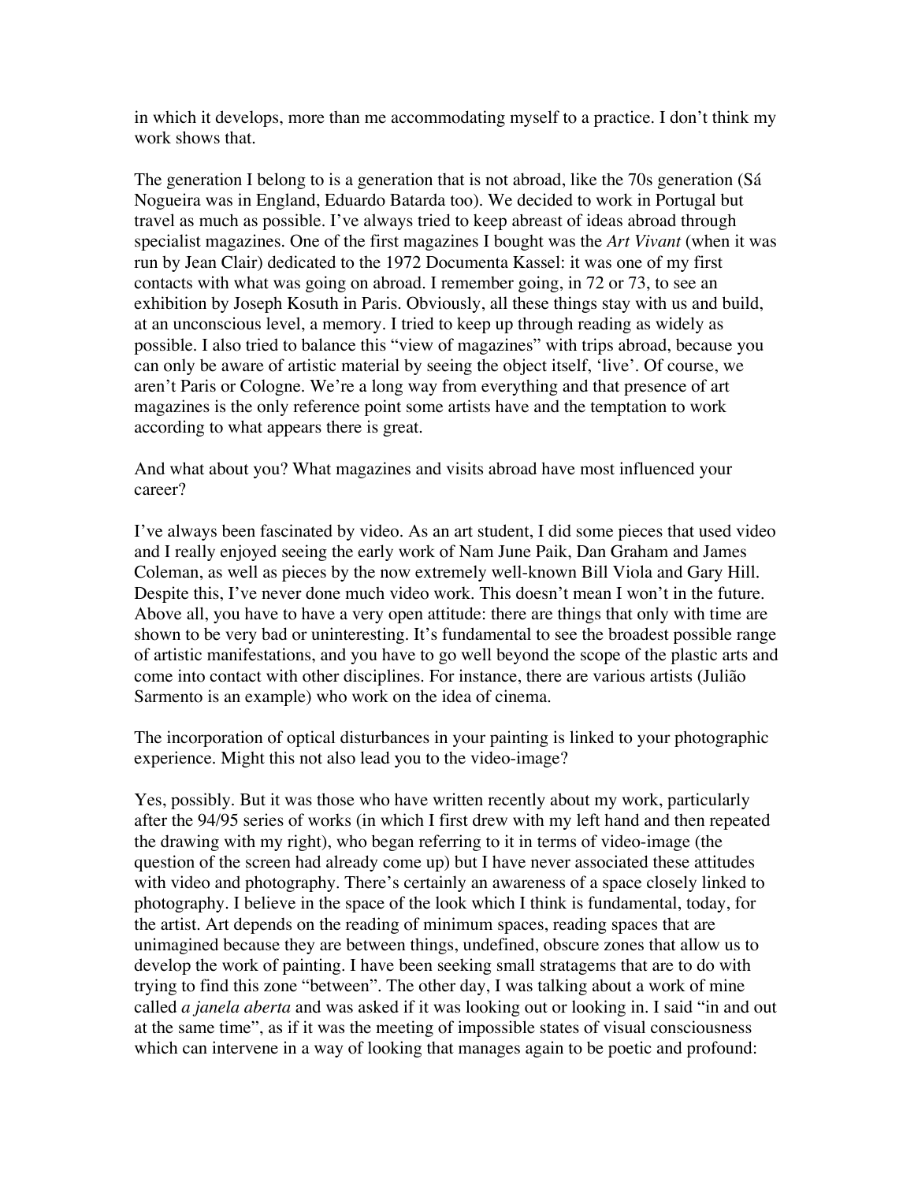in which it develops, more than me accommodating myself to a practice. I don't think my work shows that.

The generation I belong to is a generation that is not abroad, like the 70s generation (Sá Nogueira was in England, Eduardo Batarda too). We decided to work in Portugal but travel as much as possible. I've always tried to keep abreast of ideas abroad through specialist magazines. One of the first magazines I bought was the *Art Vivant* (when it was run by Jean Clair) dedicated to the 1972 Documenta Kassel: it was one of my first contacts with what was going on abroad. I remember going, in 72 or 73, to see an exhibition by Joseph Kosuth in Paris. Obviously, all these things stay with us and build, at an unconscious level, a memory. I tried to keep up through reading as widely as possible. I also tried to balance this "view of magazines" with trips abroad, because you can only be aware of artistic material by seeing the object itself, 'live'. Of course, we aren't Paris or Cologne. We're a long way from everything and that presence of art magazines is the only reference point some artists have and the temptation to work according to what appears there is great.

And what about you? What magazines and visits abroad have most influenced your career?

I've always been fascinated by video. As an art student, I did some pieces that used video and I really enjoyed seeing the early work of Nam June Paik, Dan Graham and James Coleman, as well as pieces by the now extremely well-known Bill Viola and Gary Hill. Despite this, I've never done much video work. This doesn't mean I won't in the future. Above all, you have to have a very open attitude: there are things that only with time are shown to be very bad or uninteresting. It's fundamental to see the broadest possible range of artistic manifestations, and you have to go well beyond the scope of the plastic arts and come into contact with other disciplines. For instance, there are various artists (Julião Sarmento is an example) who work on the idea of cinema.

The incorporation of optical disturbances in your painting is linked to your photographic experience. Might this not also lead you to the video-image?

Yes, possibly. But it was those who have written recently about my work, particularly after the 94/95 series of works (in which I first drew with my left hand and then repeated the drawing with my right), who began referring to it in terms of video-image (the question of the screen had already come up) but I have never associated these attitudes with video and photography. There's certainly an awareness of a space closely linked to photography. I believe in the space of the look which I think is fundamental, today, for the artist. Art depends on the reading of minimum spaces, reading spaces that are unimagined because they are between things, undefined, obscure zones that allow us to develop the work of painting. I have been seeking small stratagems that are to do with trying to find this zone "between". The other day, I was talking about a work of mine called *a janela aberta* and was asked if it was looking out or looking in. I said "in and out at the same time", as if it was the meeting of impossible states of visual consciousness which can intervene in a way of looking that manages again to be poetic and profound: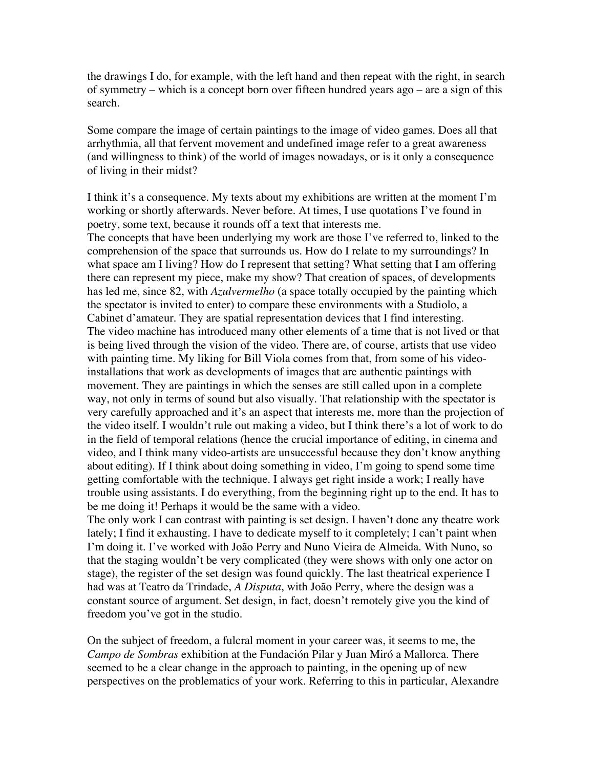the drawings I do, for example, with the left hand and then repeat with the right, in search of symmetry – which is a concept born over fifteen hundred years ago – are a sign of this search.

Some compare the image of certain paintings to the image of video games. Does all that arrhythmia, all that fervent movement and undefined image refer to a great awareness (and willingness to think) of the world of images nowadays, or is it only a consequence of living in their midst?

I think it's a consequence. My texts about my exhibitions are written at the moment I'm working or shortly afterwards. Never before. At times, I use quotations I've found in poetry, some text, because it rounds off a text that interests me.
The concepts that have been underlying my work are those I've referred to, linked to the comprehension of the space that surrounds us. How do I relate to my surroundings? In what space am I living? How do I represent that setting? What setting that I am offering there can represent my piece, make my show? That creation of spaces, of developments has led me, since 82, with *Azulvermelho* (a space totally occupied by the painting which the spectator is invited to enter) to compare these environments with a Studiolo, a Cabinet d'amateur. They are spatial representation devices that I find interesting.
The video machine has introduced many other elements of a time that is not lived or that is being lived through the vision of the video. There are, of course, artists that use video with painting time. My liking for Bill Viola comes from that, from some of his video-installations that work as developments of images that are authentic paintings with movement. They are paintings in which the senses are still called upon in a complete way, not only in terms of sound but also visually. That relationship with the spectator is very carefully approached and it's an aspect that interests me, more than the projection of the video itself. I wouldn't rule out making a video, but I think there's a lot of work to do in the field of temporal relations (hence the crucial importance of editing, in cinema and video, and I think many video-artists are unsuccessful because they don't know anything about editing). If I think about doing something in video, I'm going to spend some time getting comfortable with the technique. I always get right inside a work; I really have trouble using assistants. I do everything, from the beginning right up to the end. It has to be me doing it! Perhaps it would be the same with a video.
The only work I can contrast with painting is set design. I haven't done any theatre work lately; I find it exhausting. I have to dedicate myself to it completely; I can't paint when I'm doing it. I've worked with João Perry and Nuno Vieira de Almeida. With Nuno, so that the staging wouldn't be very complicated (they were shows with only one actor on stage), the register of the set design was found quickly. The last theatrical experience I had was at Teatro da Trindade, *A Disputa*, with João Perry, where the design was a constant source of argument. Set design, in fact, doesn't remotely give you the kind of freedom you've got in the studio.

On the subject of freedom, a fulcral moment in your career was, it seems to me, the *Campo de Sombras* exhibition at the Fundación Pilar y Juan Miró a Mallorca. There seemed to be a clear change in the approach to painting, in the opening up of new perspectives on the problematics of your work. Referring to this in particular, Alexandre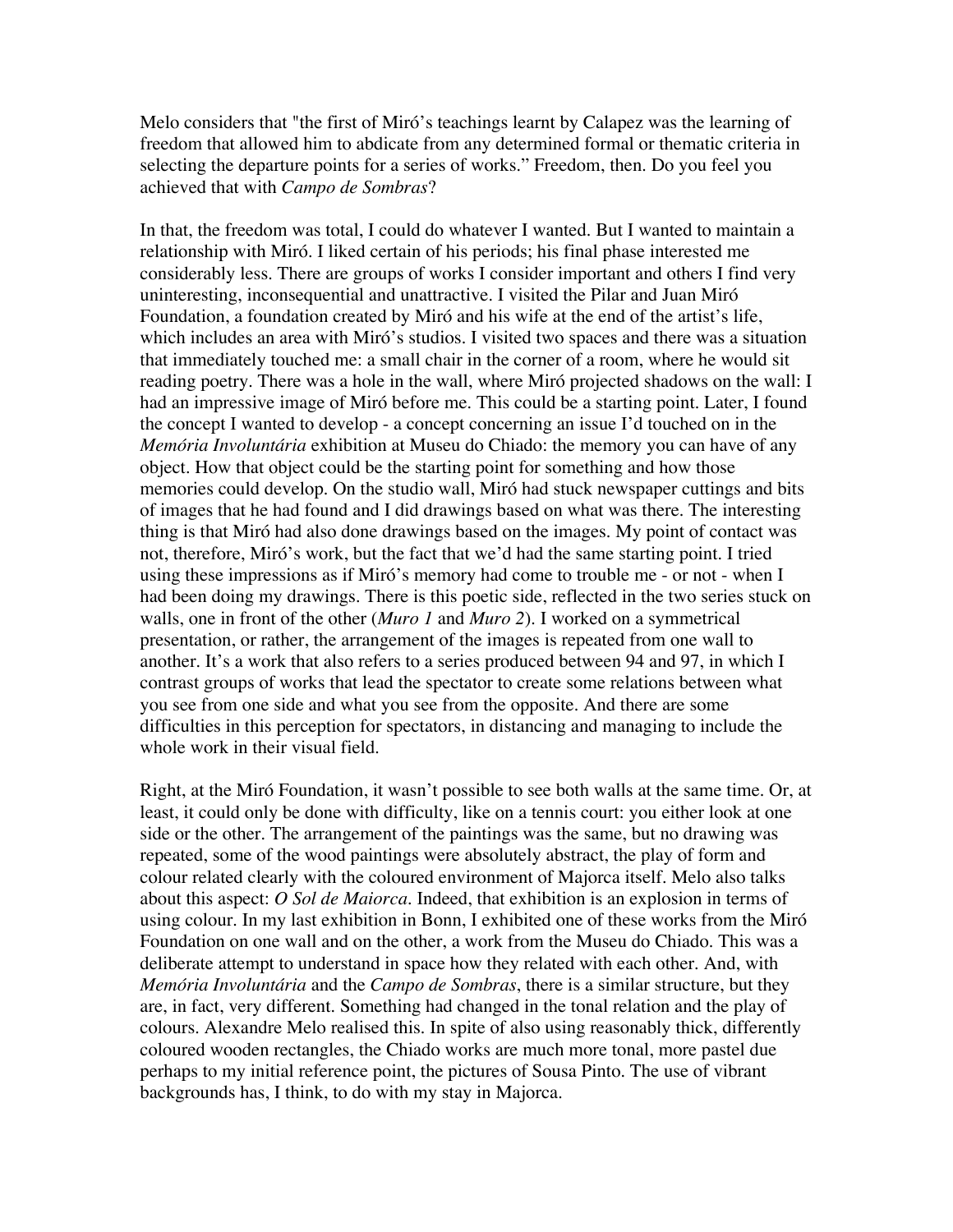Melo considers that "the first of Miró's teachings learnt by Calapez was the learning of freedom that allowed him to abdicate from any determined formal or thematic criteria in selecting the departure points for a series of works." Freedom, then. Do you feel you achieved that with *Campo de Sombras*?

In that, the freedom was total, I could do whatever I wanted. But I wanted to maintain a relationship with Miró. I liked certain of his periods; his final phase interested me considerably less. There are groups of works I consider important and others I find very uninteresting, inconsequential and unattractive. I visited the Pilar and Juan Miró Foundation, a foundation created by Miró and his wife at the end of the artist's life, which includes an area with Miró's studios. I visited two spaces and there was a situation that immediately touched me: a small chair in the corner of a room, where he would sit reading poetry. There was a hole in the wall, where Miró projected shadows on the wall: I had an impressive image of Miró before me. This could be a starting point. Later, I found the concept I wanted to develop - a concept concerning an issue I'd touched on in the *Memória Involuntária* exhibition at Museu do Chiado: the memory you can have of any object. How that object could be the starting point for something and how those memories could develop. On the studio wall, Miró had stuck newspaper cuttings and bits of images that he had found and I did drawings based on what was there. The interesting thing is that Miró had also done drawings based on the images. My point of contact was not, therefore, Miró's work, but the fact that we'd had the same starting point. I tried using these impressions as if Miró's memory had come to trouble me - or not - when I had been doing my drawings. There is this poetic side, reflected in the two series stuck on walls, one in front of the other (*Muro 1* and *Muro 2*). I worked on a symmetrical presentation, or rather, the arrangement of the images is repeated from one wall to another. It's a work that also refers to a series produced between 94 and 97, in which I contrast groups of works that lead the spectator to create some relations between what you see from one side and what you see from the opposite. And there are some difficulties in this perception for spectators, in distancing and managing to include the whole work in their visual field.

Right, at the Miró Foundation, it wasn't possible to see both walls at the same time. Or, at least, it could only be done with difficulty, like on a tennis court: you either look at one side or the other. The arrangement of the paintings was the same, but no drawing was repeated, some of the wood paintings were absolutely abstract, the play of form and colour related clearly with the coloured environment of Majorca itself. Melo also talks about this aspect: *O Sol de Maiorca*. Indeed, that exhibition is an explosion in terms of using colour. In my last exhibition in Bonn, I exhibited one of these works from the Miró Foundation on one wall and on the other, a work from the Museu do Chiado. This was a deliberate attempt to understand in space how they related with each other. And, with *Memória Involuntária* and the *Campo de Sombras*, there is a similar structure, but they are, in fact, very different. Something had changed in the tonal relation and the play of colours. Alexandre Melo realised this. In spite of also using reasonably thick, differently coloured wooden rectangles, the Chiado works are much more tonal, more pastel due perhaps to my initial reference point, the pictures of Sousa Pinto. The use of vibrant backgrounds has, I think, to do with my stay in Majorca.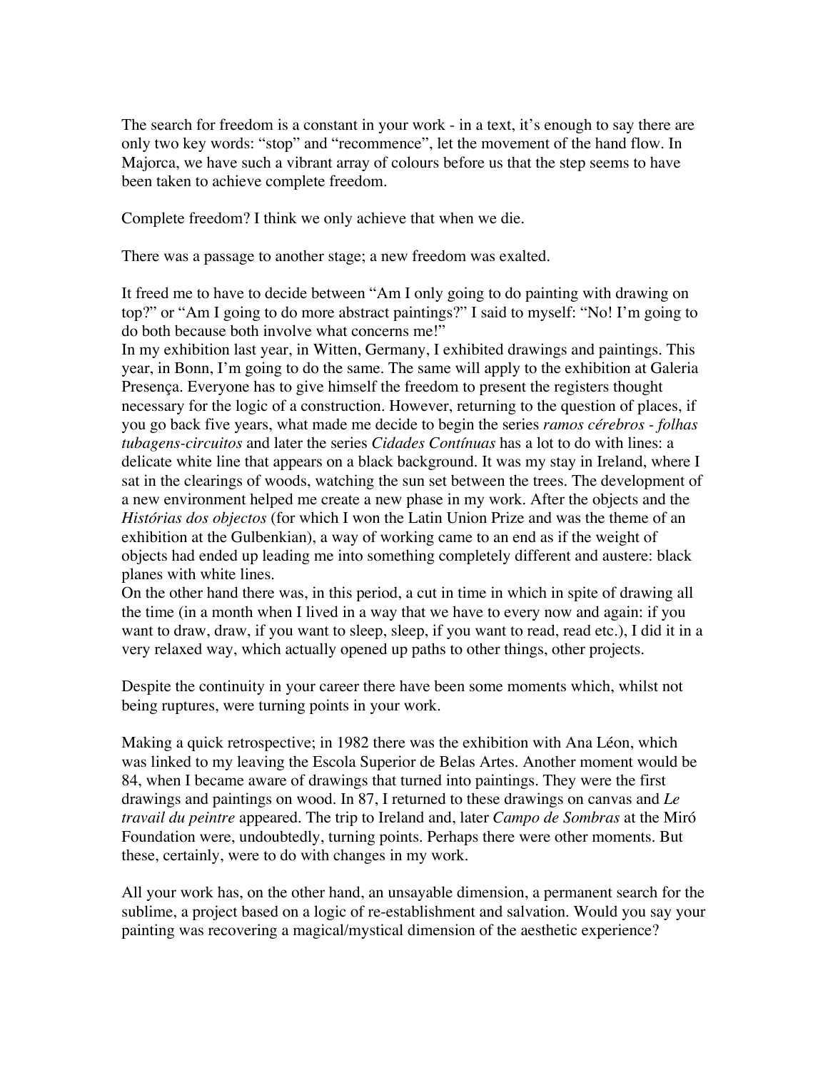The search for freedom is a constant in your work - in a text, it's enough to say there are only two key words: "stop" and "recommence", let the movement of the hand flow. In Majorca, we have such a vibrant array of colours before us that the step seems to have been taken to achieve complete freedom.

Complete freedom? I think we only achieve that when we die.

There was a passage to another stage; a new freedom was exalted.

It freed me to have to decide between "Am I only going to do painting with drawing on top?" or "Am I going to do more abstract paintings?" I said to myself: "No! I'm going to do both because both involve what concerns me!"
In my exhibition last year, in Witten, Germany, I exhibited drawings and paintings. This year, in Bonn, I'm going to do the same. The same will apply to the exhibition at Galeria Presença. Everyone has to give himself the freedom to present the registers thought necessary for the logic of a construction. However, returning to the question of places, if you go back five years, what made me decide to begin the series *ramos cérebros - folhas tubagens-circuitos* and later the series *Cidades Contínuas* has a lot to do with lines: a delicate white line that appears on a black background. It was my stay in Ireland, where I sat in the clearings of woods, watching the sun set between the trees. The development of a new environment helped me create a new phase in my work. After the objects and the *Histórias dos objectos* (for which I won the Latin Union Prize and was the theme of an exhibition at the Gulbenkian), a way of working came to an end as if the weight of objects had ended up leading me into something completely different and austere: black planes with white lines.
On the other hand there was, in this period, a cut in time in which in spite of drawing all the time (in a month when I lived in a way that we have to every now and again: if you want to draw, draw, if you want to sleep, sleep, if you want to read, read etc.), I did it in a very relaxed way, which actually opened up paths to other things, other projects.

Despite the continuity in your career there have been some moments which, whilst not being ruptures, were turning points in your work.

Making a quick retrospective; in 1982 there was the exhibition with Ana Léon, which was linked to my leaving the Escola Superior de Belas Artes. Another moment would be 84, when I became aware of drawings that turned into paintings. They were the first drawings and paintings on wood. In 87, I returned to these drawings on canvas and *Le travail du peintre* appeared. The trip to Ireland and, later *Campo de Sombras* at the Miró Foundation were, undoubtedly, turning points. Perhaps there were other moments. But these, certainly, were to do with changes in my work.

All your work has, on the other hand, an unsayable dimension, a permanent search for the sublime, a project based on a logic of re-establishment and salvation. Would you say your painting was recovering a magical/mystical dimension of the aesthetic experience?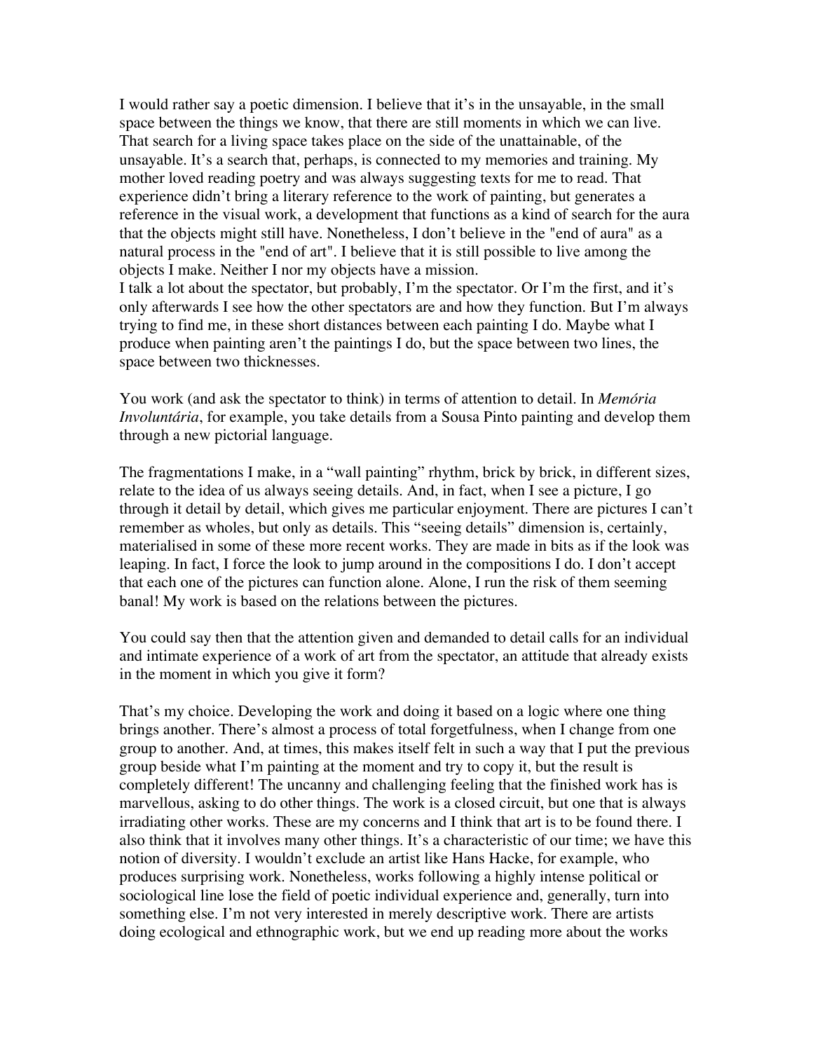I would rather say a poetic dimension. I believe that it's in the unsayable, in the small space between the things we know, that there are still moments in which we can live. That search for a living space takes place on the side of the unattainable, of the unsayable. It's a search that, perhaps, is connected to my memories and training. My mother loved reading poetry and was always suggesting texts for me to read. That experience didn't bring a literary reference to the work of painting, but generates a reference in the visual work, a development that functions as a kind of search for the aura that the objects might still have. Nonetheless, I don't believe in the "end of aura" as a natural process in the "end of art". I believe that it is still possible to live among the objects I make. Neither I nor my objects have a mission.
I talk a lot about the spectator, but probably, I'm the spectator. Or I'm the first, and it's only afterwards I see how the other spectators are and how they function. But I'm always trying to find me, in these short distances between each painting I do. Maybe what I produce when painting aren't the paintings I do, but the space between two lines, the space between two thicknesses.

You work (and ask the spectator to think) in terms of attention to detail. In *Memória Involuntária*, for example, you take details from a Sousa Pinto painting and develop them through a new pictorial language.

The fragmentations I make, in a "wall painting" rhythm, brick by brick, in different sizes, relate to the idea of us always seeing details. And, in fact, when I see a picture, I go through it detail by detail, which gives me particular enjoyment. There are pictures I can't remember as wholes, but only as details. This "seeing details" dimension is, certainly, materialised in some of these more recent works. They are made in bits as if the look was leaping. In fact, I force the look to jump around in the compositions I do. I don't accept that each one of the pictures can function alone. Alone, I run the risk of them seeming banal! My work is based on the relations between the pictures.

You could say then that the attention given and demanded to detail calls for an individual and intimate experience of a work of art from the spectator, an attitude that already exists in the moment in which you give it form?

That's my choice. Developing the work and doing it based on a logic where one thing brings another. There's almost a process of total forgetfulness, when I change from one group to another. And, at times, this makes itself felt in such a way that I put the previous group beside what I'm painting at the moment and try to copy it, but the result is completely different! The uncanny and challenging feeling that the finished work has is marvellous, asking to do other things. The work is a closed circuit, but one that is always irradiating other works. These are my concerns and I think that art is to be found there. I also think that it involves many other things. It's a characteristic of our time; we have this notion of diversity. I wouldn't exclude an artist like Hans Hacke, for example, who produces surprising work. Nonetheless, works following a highly intense political or sociological line lose the field of poetic individual experience and, generally, turn into something else. I'm not very interested in merely descriptive work. There are artists doing ecological and ethnographic work, but we end up reading more about the works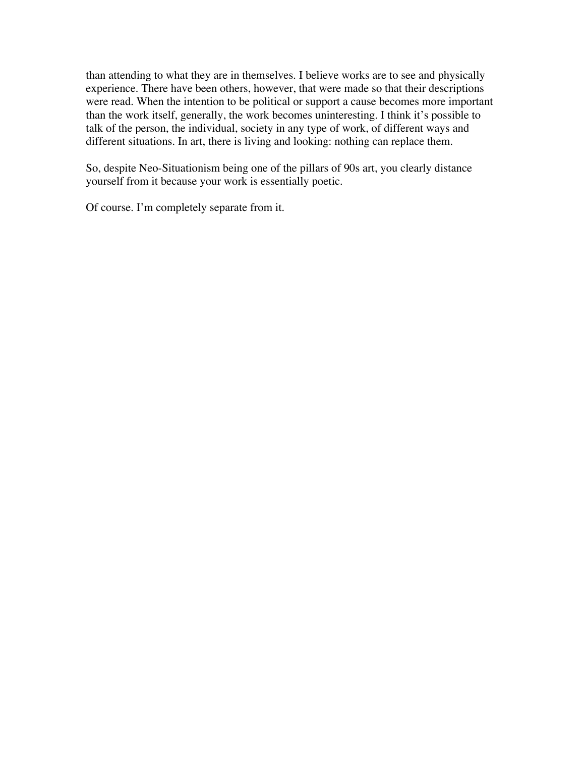than attending to what they are in themselves. I believe works are to see and physically experience. There have been others, however, that were made so that their descriptions were read. When the intention to be political or support a cause becomes more important than the work itself, generally, the work becomes uninteresting. I think it's possible to talk of the person, the individual, society in any type of work, of different ways and different situations. In art, there is living and looking: nothing can replace them.

So, despite Neo-Situationism being one of the pillars of 90s art, you clearly distance yourself from it because your work is essentially poetic.

Of course. I'm completely separate from it.